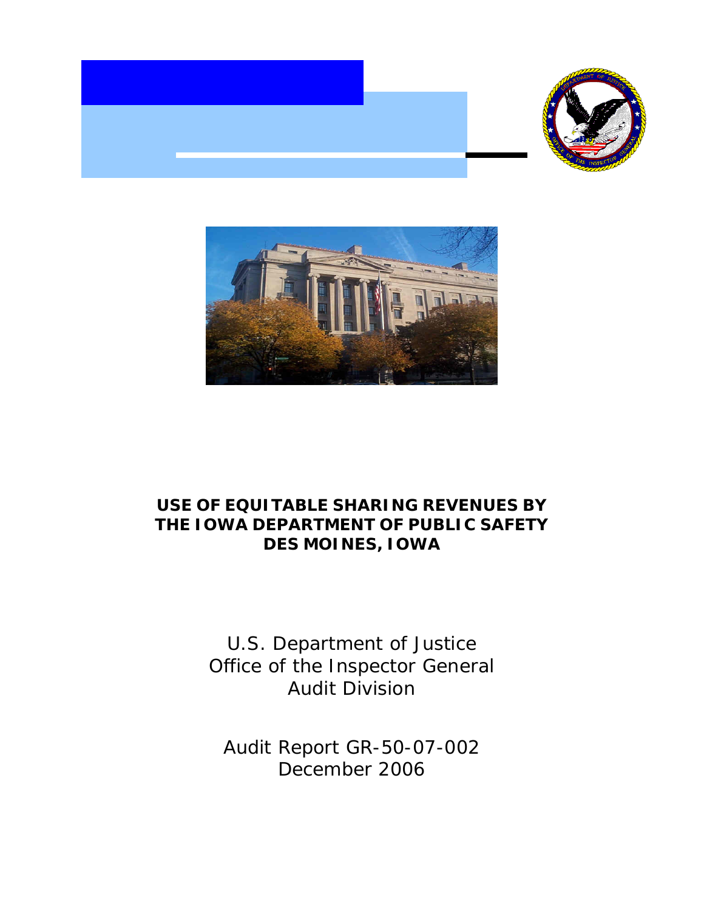# USE OF EQUITABLE SHARING REVENUES BY THE IOWA DEPARTMENT OF PUBLIC SAFETY DES MOINES, IOWA

U.S. Department of Justice
Office of the Inspector General
Audit Division

Audit Report GR-50-07-002
December 2006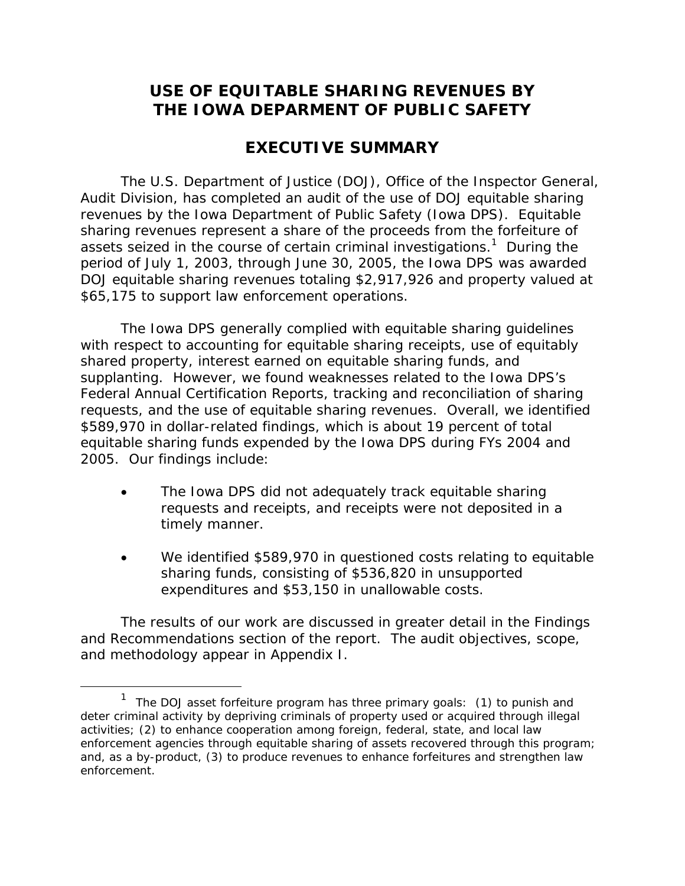# USE OF EQUITABLE SHARING REVENUES BY THE IOWA DEPARMENT OF PUBLIC SAFETY

## EXECUTIVE SUMMARY

The U.S. Department of Justice (DOJ), Office of the Inspector General, Audit Division, has completed an audit of the use of DOJ equitable sharing revenues by the Iowa Department of Public Safety (Iowa DPS). Equitable sharing revenues represent a share of the proceeds from the forfeiture of assets seized in the course of certain criminal investigations.[1] During the period of July 1, 2003, through June 30, 2005, the Iowa DPS was awarded DOJ equitable sharing revenues totaling $2,917,926 and property valued at $65,175 to support law enforcement operations.

The Iowa DPS generally complied with equitable sharing guidelines with respect to accounting for equitable sharing receipts, use of equitably shared property, interest earned on equitable sharing funds, and supplanting. However, we found weaknesses related to the Iowa DPS's Federal Annual Certification Reports, tracking and reconciliation of sharing requests, and the use of equitable sharing revenues. Overall, we identified $589,970 in dollar-related findings, which is about 19 percent of total equitable sharing funds expended by the Iowa DPS during FYs 2004 and 2005. Our findings include:

- The Iowa DPS did not adequately track equitable sharing requests and receipts, and receipts were not deposited in a timely manner.

- We identified $589,970 in questioned costs relating to equitable sharing funds, consisting of $536,820 in unsupported expenditures and $53,150 in unallowable costs.

The results of our work are discussed in greater detail in the Findings and Recommendations section of the report. The audit objectives, scope, and methodology appear in Appendix I.

[1] The DOJ asset forfeiture program has three primary goals: (1) to punish and deter criminal activity by depriving criminals of property used or acquired through illegal activities; (2) to enhance cooperation among foreign, federal, state, and local law enforcement agencies through equitable sharing of assets recovered through this program; and, as a by-product, (3) to produce revenues to enhance forfeitures and strengthen law enforcement.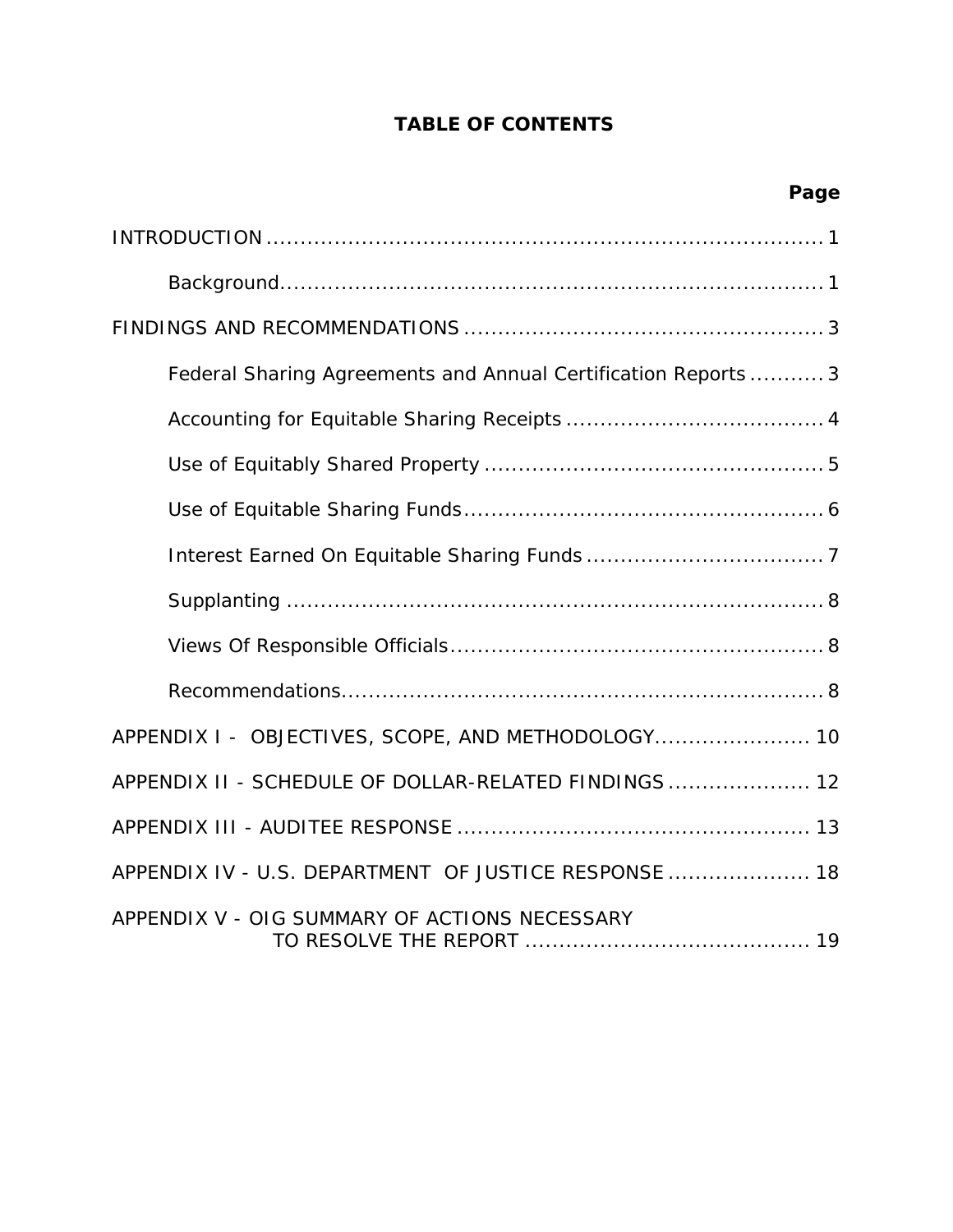# TABLE OF CONTENTS

| | Page |
|---|---|
| INTRODUCTION | 1 |
| Background | 1 |
| FINDINGS AND RECOMMENDATIONS | 3 |
| Federal Sharing Agreements and Annual Certification Reports | 3 |
| Accounting for Equitable Sharing Receipts | 4 |
| Use of Equitably Shared Property | 5 |
| Use of Equitable Sharing Funds | 6 |
| Interest Earned On Equitable Sharing Funds | 7 |
| Supplanting | 8 |
| Views Of Responsible Officials | 8 |
| Recommendations | 8 |
| APPENDIX I - OBJECTIVES, SCOPE, AND METHODOLOGY | 10 |
| APPENDIX II - SCHEDULE OF DOLLAR-RELATED FINDINGS | 12 |
| APPENDIX III - AUDITEE RESPONSE | 13 |
| APPENDIX IV - U.S. DEPARTMENT OF JUSTICE RESPONSE | 18 |
| APPENDIX V - OIG SUMMARY OF ACTIONS NECESSARY TO RESOLVE THE REPORT | 19 |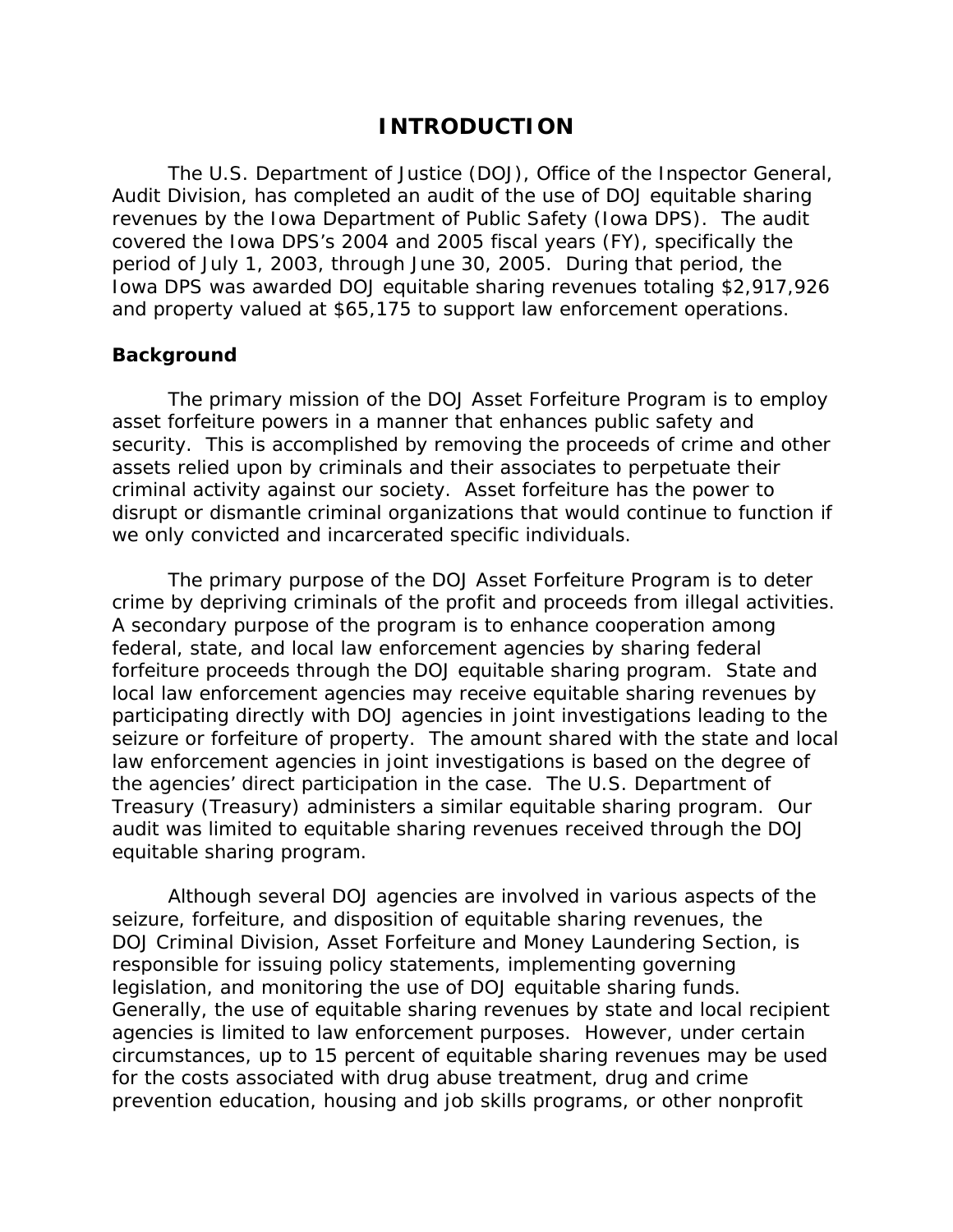# INTRODUCTION

The U.S. Department of Justice (DOJ), Office of the Inspector General, Audit Division, has completed an audit of the use of DOJ equitable sharing revenues by the Iowa Department of Public Safety (Iowa DPS). The audit covered the Iowa DPS's 2004 and 2005 fiscal years (FY), specifically the period of July 1, 2003, through June 30, 2005. During that period, the Iowa DPS was awarded DOJ equitable sharing revenues totaling $2,917,926 and property valued at $65,175 to support law enforcement operations.

## Background

The primary mission of the DOJ Asset Forfeiture Program is to employ asset forfeiture powers in a manner that enhances public safety and security. This is accomplished by removing the proceeds of crime and other assets relied upon by criminals and their associates to perpetuate their criminal activity against our society. Asset forfeiture has the power to disrupt or dismantle criminal organizations that would continue to function if we only convicted and incarcerated specific individuals.

The primary purpose of the DOJ Asset Forfeiture Program is to deter crime by depriving criminals of the profit and proceeds from illegal activities. A secondary purpose of the program is to enhance cooperation among federal, state, and local law enforcement agencies by sharing federal forfeiture proceeds through the DOJ equitable sharing program. State and local law enforcement agencies may receive equitable sharing revenues by participating directly with DOJ agencies in joint investigations leading to the seizure or forfeiture of property. The amount shared with the state and local law enforcement agencies in joint investigations is based on the degree of the agencies' direct participation in the case. The U.S. Department of Treasury (Treasury) administers a similar equitable sharing program. Our audit was limited to equitable sharing revenues received through the DOJ equitable sharing program.

Although several DOJ agencies are involved in various aspects of the seizure, forfeiture, and disposition of equitable sharing revenues, the DOJ Criminal Division, Asset Forfeiture and Money Laundering Section, is responsible for issuing policy statements, implementing governing legislation, and monitoring the use of DOJ equitable sharing funds. Generally, the use of equitable sharing revenues by state and local recipient agencies is limited to law enforcement purposes. However, under certain circumstances, up to 15 percent of equitable sharing revenues may be used for the costs associated with drug abuse treatment, drug and crime prevention education, housing and job skills programs, or other nonprofit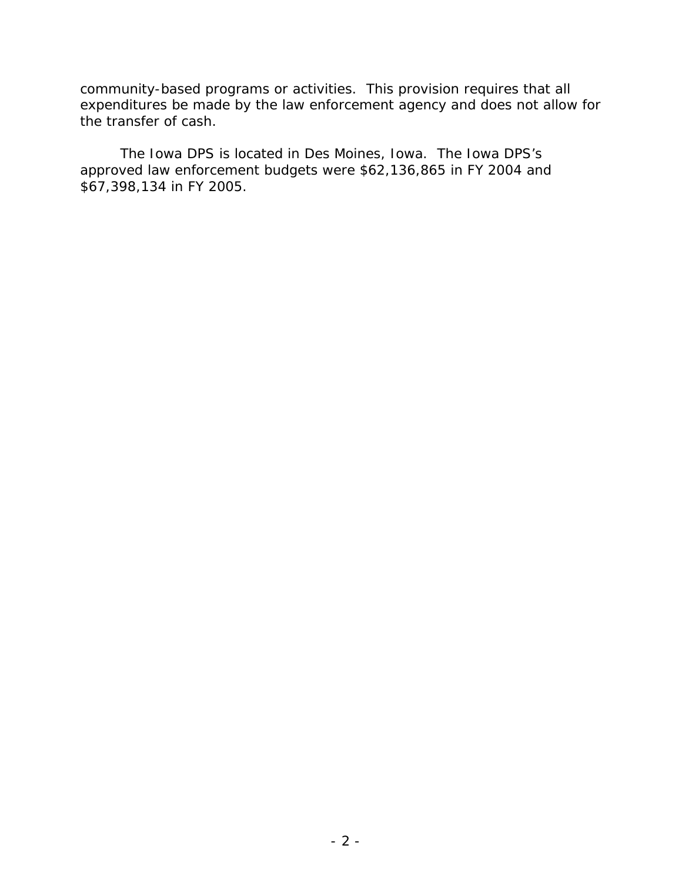community-based programs or activities. This provision requires that all expenditures be made by the law enforcement agency and does not allow for the transfer of cash.

The Iowa DPS is located in Des Moines, Iowa. The Iowa DPS's approved law enforcement budgets were $62,136,865 in FY 2004 and $67,398,134 in FY 2005.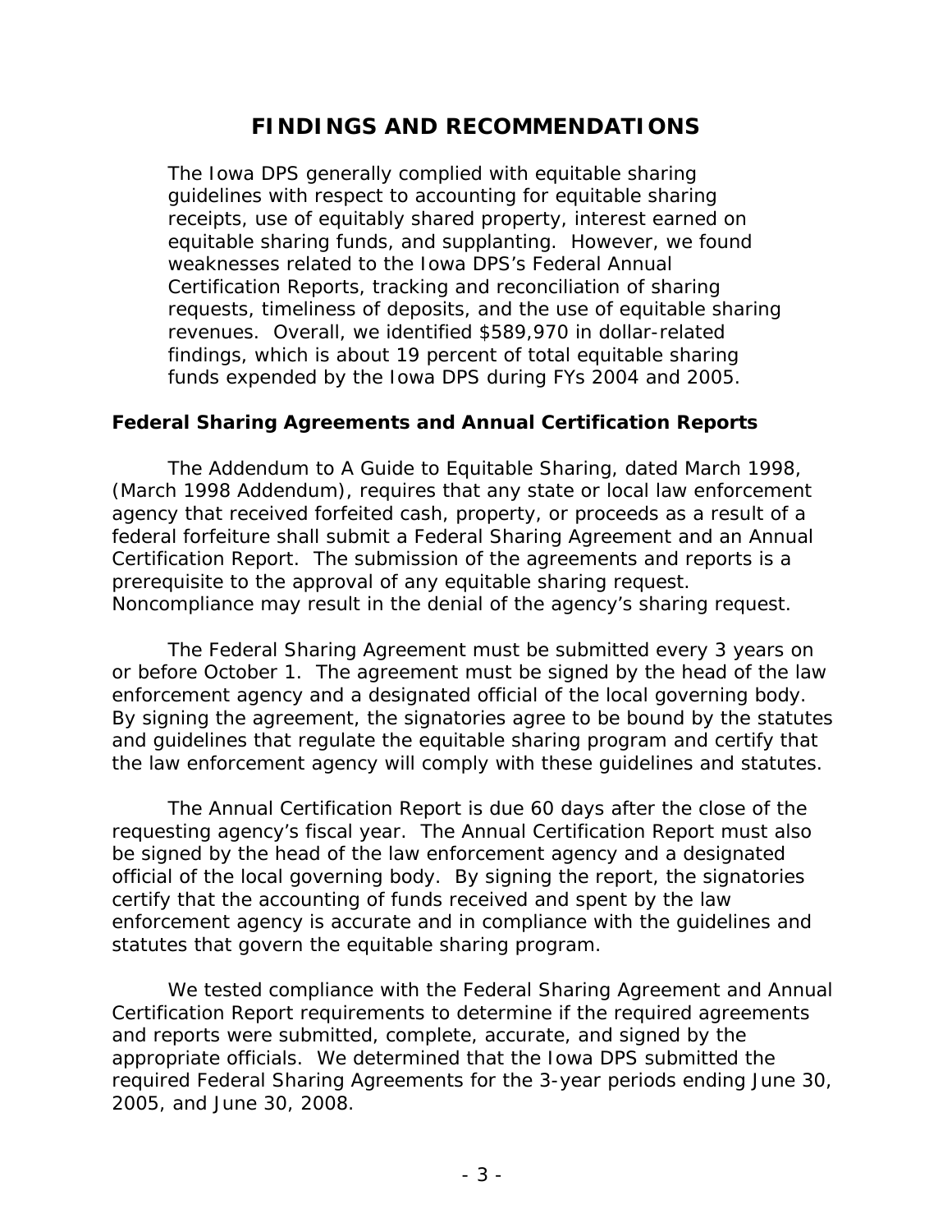# FINDINGS AND RECOMMENDATIONS

The Iowa DPS generally complied with equitable sharing guidelines with respect to accounting for equitable sharing receipts, use of equitably shared property, interest earned on equitable sharing funds, and supplanting. However, we found weaknesses related to the Iowa DPS's Federal Annual Certification Reports, tracking and reconciliation of sharing requests, timeliness of deposits, and the use of equitable sharing revenues. Overall, we identified $589,970 in dollar-related findings, which is about 19 percent of total equitable sharing funds expended by the Iowa DPS during FYs 2004 and 2005.

### Federal Sharing Agreements and Annual Certification Reports

The Addendum to A Guide to Equitable Sharing, dated March 1998, (March 1998 Addendum), requires that any state or local law enforcement agency that received forfeited cash, property, or proceeds as a result of a federal forfeiture shall submit a Federal Sharing Agreement and an Annual Certification Report. The submission of the agreements and reports is a prerequisite to the approval of any equitable sharing request. Noncompliance may result in the denial of the agency's sharing request.

The Federal Sharing Agreement must be submitted every 3 years on or before October 1. The agreement must be signed by the head of the law enforcement agency and a designated official of the local governing body. By signing the agreement, the signatories agree to be bound by the statutes and guidelines that regulate the equitable sharing program and certify that the law enforcement agency will comply with these guidelines and statutes.

The Annual Certification Report is due 60 days after the close of the requesting agency's fiscal year. The Annual Certification Report must also be signed by the head of the law enforcement agency and a designated official of the local governing body. By signing the report, the signatories certify that the accounting of funds received and spent by the law enforcement agency is accurate and in compliance with the guidelines and statutes that govern the equitable sharing program.

We tested compliance with the Federal Sharing Agreement and Annual Certification Report requirements to determine if the required agreements and reports were submitted, complete, accurate, and signed by the appropriate officials. We determined that the Iowa DPS submitted the required Federal Sharing Agreements for the 3-year periods ending June 30, 2005, and June 30, 2008.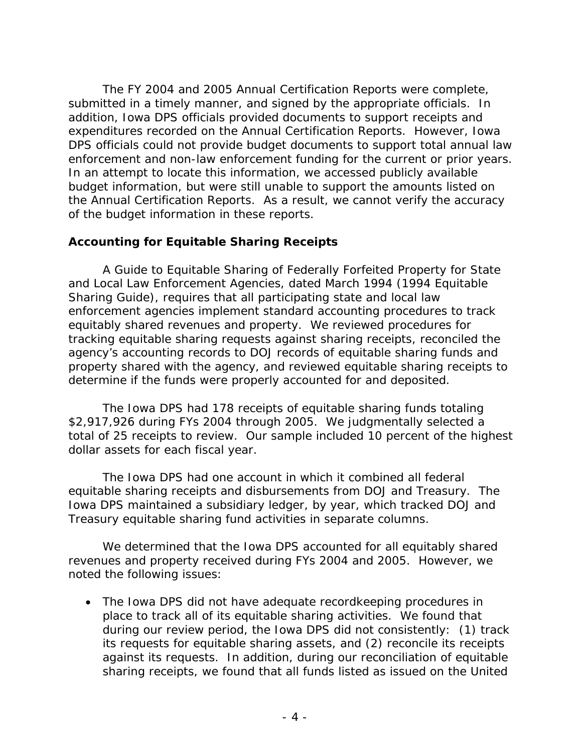The FY 2004 and 2005 Annual Certification Reports were complete, submitted in a timely manner, and signed by the appropriate officials. In addition, Iowa DPS officials provided documents to support receipts and expenditures recorded on the Annual Certification Reports. However, Iowa DPS officials could not provide budget documents to support total annual law enforcement and non-law enforcement funding for the current or prior years. In an attempt to locate this information, we accessed publicly available budget information, but were still unable to support the amounts listed on the Annual Certification Reports. As a result, we cannot verify the accuracy of the budget information in these reports.

### Accounting for Equitable Sharing Receipts

A Guide to Equitable Sharing of Federally Forfeited Property for State and Local Law Enforcement Agencies, dated March 1994 (1994 Equitable Sharing Guide), requires that all participating state and local law enforcement agencies implement standard accounting procedures to track equitably shared revenues and property. We reviewed procedures for tracking equitable sharing requests against sharing receipts, reconciled the agency's accounting records to DOJ records of equitable sharing funds and property shared with the agency, and reviewed equitable sharing receipts to determine if the funds were properly accounted for and deposited.

The Iowa DPS had 178 receipts of equitable sharing funds totaling $2,917,926 during FYs 2004 through 2005. We judgmentally selected a total of 25 receipts to review. Our sample included 10 percent of the highest dollar assets for each fiscal year.

The Iowa DPS had one account in which it combined all federal equitable sharing receipts and disbursements from DOJ and Treasury. The Iowa DPS maintained a subsidiary ledger, by year, which tracked DOJ and Treasury equitable sharing fund activities in separate columns.

We determined that the Iowa DPS accounted for all equitably shared revenues and property received during FYs 2004 and 2005. However, we noted the following issues:

- The Iowa DPS did not have adequate recordkeeping procedures in place to track all of its equitable sharing activities. We found that during our review period, the Iowa DPS did not consistently: (1) track its requests for equitable sharing assets, and (2) reconcile its receipts against its requests. In addition, during our reconciliation of equitable sharing receipts, we found that all funds listed as issued on the United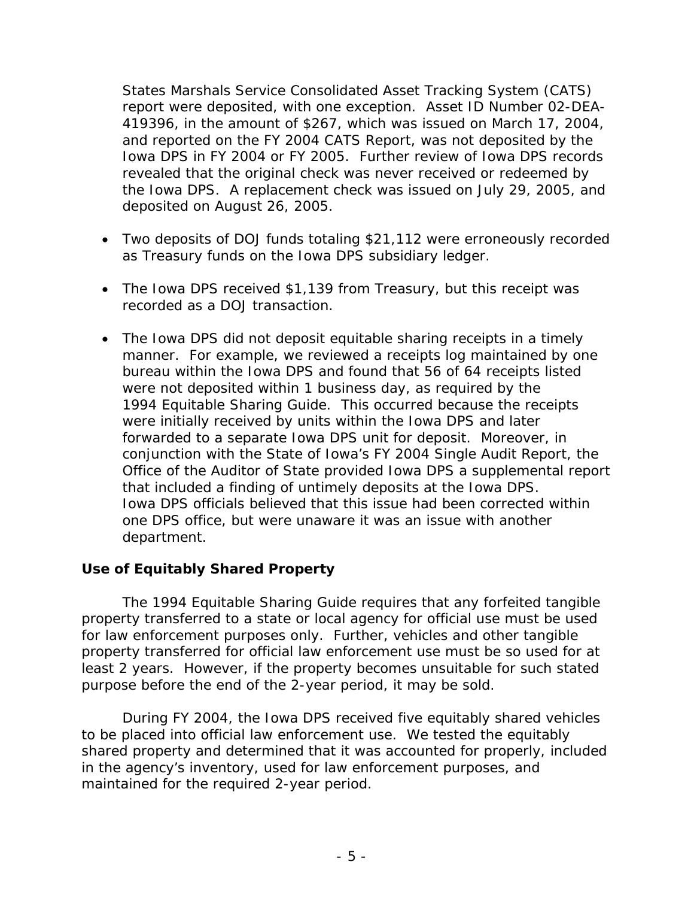States Marshals Service Consolidated Asset Tracking System (CATS) report were deposited, with one exception. Asset ID Number 02-DEA-419396, in the amount of $267, which was issued on March 17, 2004, and reported on the FY 2004 CATS Report, was not deposited by the Iowa DPS in FY 2004 or FY 2005. Further review of Iowa DPS records revealed that the original check was never received or redeemed by the Iowa DPS. A replacement check was issued on July 29, 2005, and deposited on August 26, 2005.

- Two deposits of DOJ funds totaling $21,112 were erroneously recorded as Treasury funds on the Iowa DPS subsidiary ledger.

- The Iowa DPS received $1,139 from Treasury, but this receipt was recorded as a DOJ transaction.

- The Iowa DPS did not deposit equitable sharing receipts in a timely manner. For example, we reviewed a receipts log maintained by one bureau within the Iowa DPS and found that 56 of 64 receipts listed were not deposited within 1 business day, as required by the 1994 Equitable Sharing Guide. This occurred because the receipts were initially received by units within the Iowa DPS and later forwarded to a separate Iowa DPS unit for deposit. Moreover, in conjunction with the State of Iowa's FY 2004 Single Audit Report, the Office of the Auditor of State provided Iowa DPS a supplemental report that included a finding of untimely deposits at the Iowa DPS. Iowa DPS officials believed that this issue had been corrected within one DPS office, but were unaware it was an issue with another department.

### Use of Equitably Shared Property

The 1994 Equitable Sharing Guide requires that any forfeited tangible property transferred to a state or local agency for official use must be used for law enforcement purposes only. Further, vehicles and other tangible property transferred for official law enforcement use must be so used for at least 2 years. However, if the property becomes unsuitable for such stated purpose before the end of the 2-year period, it may be sold.

During FY 2004, the Iowa DPS received five equitably shared vehicles to be placed into official law enforcement use. We tested the equitably shared property and determined that it was accounted for properly, included in the agency's inventory, used for law enforcement purposes, and maintained for the required 2-year period.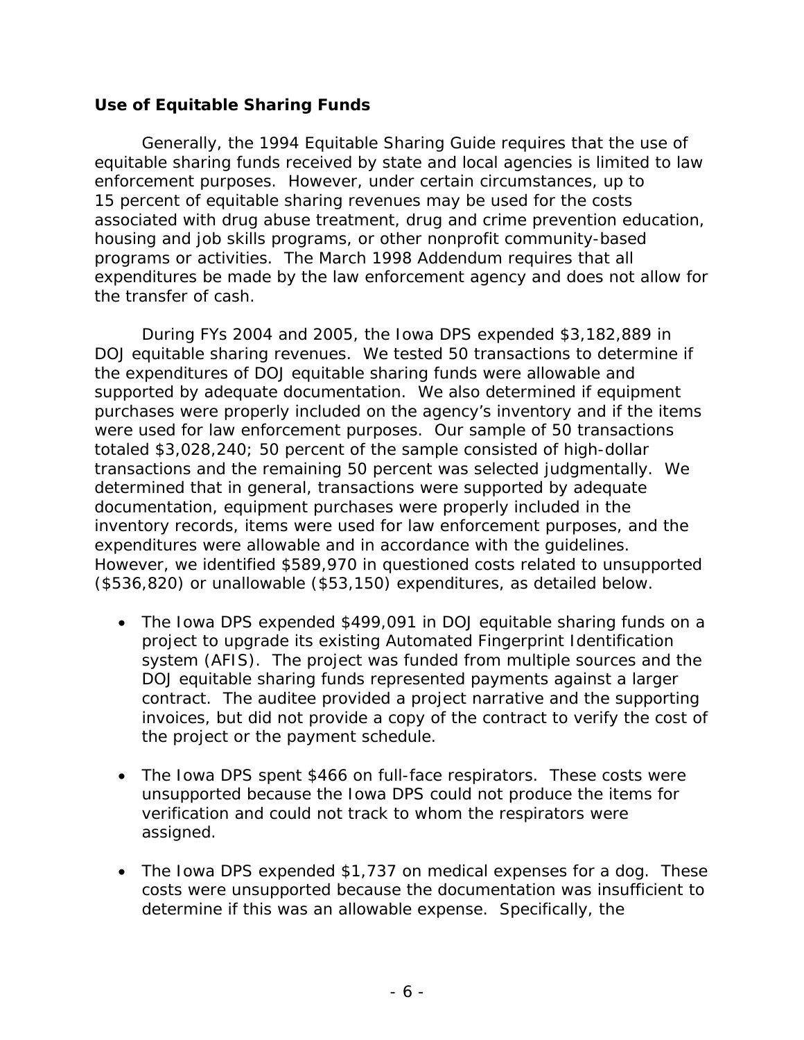### Use of Equitable Sharing Funds

Generally, the 1994 Equitable Sharing Guide requires that the use of equitable sharing funds received by state and local agencies is limited to law enforcement purposes. However, under certain circumstances, up to 15 percent of equitable sharing revenues may be used for the costs associated with drug abuse treatment, drug and crime prevention education, housing and job skills programs, or other nonprofit community-based programs or activities. The March 1998 Addendum requires that all expenditures be made by the law enforcement agency and does not allow for the transfer of cash.

During FYs 2004 and 2005, the Iowa DPS expended $3,182,889 in DOJ equitable sharing revenues. We tested 50 transactions to determine if the expenditures of DOJ equitable sharing funds were allowable and supported by adequate documentation. We also determined if equipment purchases were properly included on the agency's inventory and if the items were used for law enforcement purposes. Our sample of 50 transactions totaled $3,028,240; 50 percent of the sample consisted of high-dollar transactions and the remaining 50 percent was selected judgmentally. We determined that in general, transactions were supported by adequate documentation, equipment purchases were properly included in the inventory records, items were used for law enforcement purposes, and the expenditures were allowable and in accordance with the guidelines. However, we identified $589,970 in questioned costs related to unsupported ($536,820) or unallowable ($53,150) expenditures, as detailed below.

- The Iowa DPS expended $499,091 in DOJ equitable sharing funds on a project to upgrade its existing Automated Fingerprint Identification system (AFIS). The project was funded from multiple sources and the DOJ equitable sharing funds represented payments against a larger contract. The auditee provided a project narrative and the supporting invoices, but did not provide a copy of the contract to verify the cost of the project or the payment schedule.

- The Iowa DPS spent $466 on full-face respirators. These costs were unsupported because the Iowa DPS could not produce the items for verification and could not track to whom the respirators were assigned.

- The Iowa DPS expended $1,737 on medical expenses for a dog. These costs were unsupported because the documentation was insufficient to determine if this was an allowable expense. Specifically, the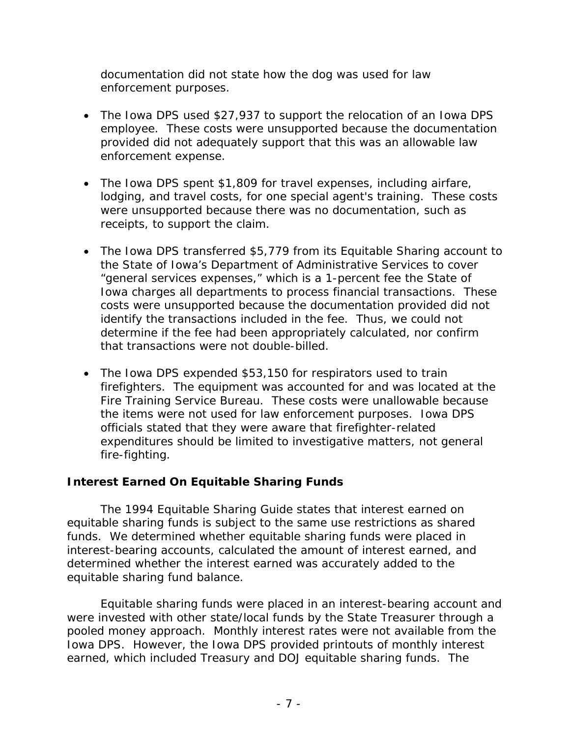documentation did not state how the dog was used for law enforcement purposes.

- The Iowa DPS used $27,937 to support the relocation of an Iowa DPS employee. These costs were unsupported because the documentation provided did not adequately support that this was an allowable law enforcement expense.

- The Iowa DPS spent $1,809 for travel expenses, including airfare, lodging, and travel costs, for one special agent's training. These costs were unsupported because there was no documentation, such as receipts, to support the claim.

- The Iowa DPS transferred $5,779 from its Equitable Sharing account to the State of Iowa's Department of Administrative Services to cover "general services expenses," which is a 1-percent fee the State of Iowa charges all departments to process financial transactions. These costs were unsupported because the documentation provided did not identify the transactions included in the fee. Thus, we could not determine if the fee had been appropriately calculated, nor confirm that transactions were not double-billed.

- The Iowa DPS expended $53,150 for respirators used to train firefighters. The equipment was accounted for and was located at the Fire Training Service Bureau. These costs were unallowable because the items were not used for law enforcement purposes. Iowa DPS officials stated that they were aware that firefighter-related expenditures should be limited to investigative matters, not general fire-fighting.

### Interest Earned On Equitable Sharing Funds

The 1994 Equitable Sharing Guide states that interest earned on equitable sharing funds is subject to the same use restrictions as shared funds. We determined whether equitable sharing funds were placed in interest-bearing accounts, calculated the amount of interest earned, and determined whether the interest earned was accurately added to the equitable sharing fund balance.

Equitable sharing funds were placed in an interest-bearing account and were invested with other state/local funds by the State Treasurer through a pooled money approach. Monthly interest rates were not available from the Iowa DPS. However, the Iowa DPS provided printouts of monthly interest earned, which included Treasury and DOJ equitable sharing funds. The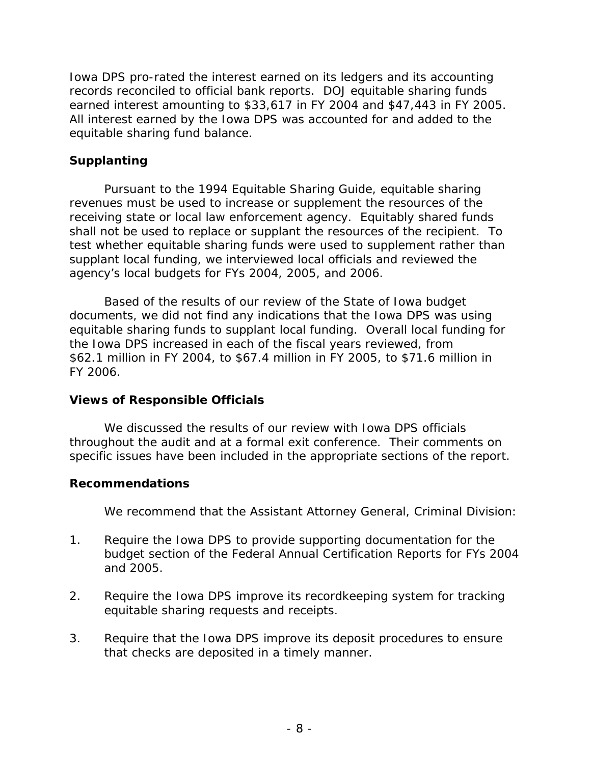Iowa DPS pro-rated the interest earned on its ledgers and its accounting records reconciled to official bank reports. DOJ equitable sharing funds earned interest amounting to $33,617 in FY 2004 and $47,443 in FY 2005. All interest earned by the Iowa DPS was accounted for and added to the equitable sharing fund balance.

**Supplanting**

Pursuant to the 1994 Equitable Sharing Guide, equitable sharing revenues must be used to increase or supplement the resources of the receiving state or local law enforcement agency. Equitably shared funds shall not be used to replace or supplant the resources of the recipient. To test whether equitable sharing funds were used to supplement rather than supplant local funding, we interviewed local officials and reviewed the agency's local budgets for FYs 2004, 2005, and 2006.

Based of the results of our review of the State of Iowa budget documents, we did not find any indications that the Iowa DPS was using equitable sharing funds to supplant local funding. Overall local funding for the Iowa DPS increased in each of the fiscal years reviewed, from $62.1 million in FY 2004, to $67.4 million in FY 2005, to $71.6 million in FY 2006.

**Views of Responsible Officials**

We discussed the results of our review with Iowa DPS officials throughout the audit and at a formal exit conference. Their comments on specific issues have been included in the appropriate sections of the report.

**Recommendations**

We recommend that the Assistant Attorney General, Criminal Division:

1. Require the Iowa DPS to provide supporting documentation for the budget section of the Federal Annual Certification Reports for FYs 2004 and 2005.

2. Require the Iowa DPS improve its recordkeeping system for tracking equitable sharing requests and receipts.

3. Require that the Iowa DPS improve its deposit procedures to ensure that checks are deposited in a timely manner.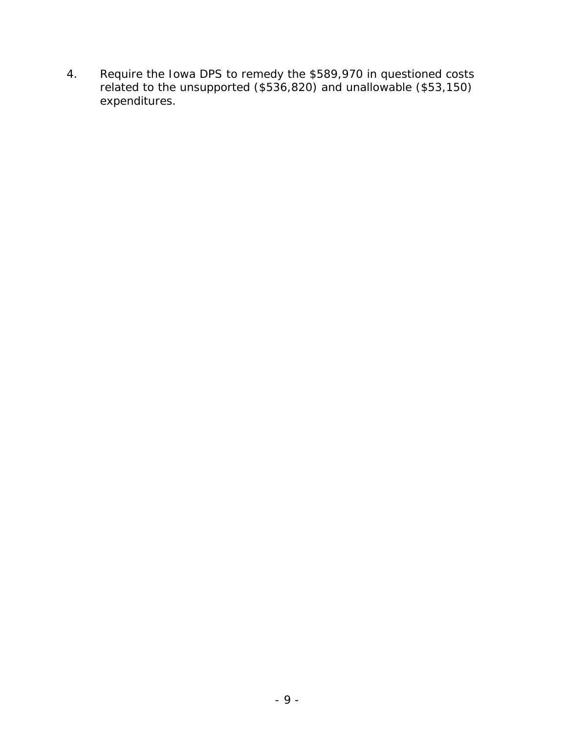4. Require the Iowa DPS to remedy the $589,970 in questioned costs related to the unsupported ($536,820) and unallowable ($53,150) expenditures.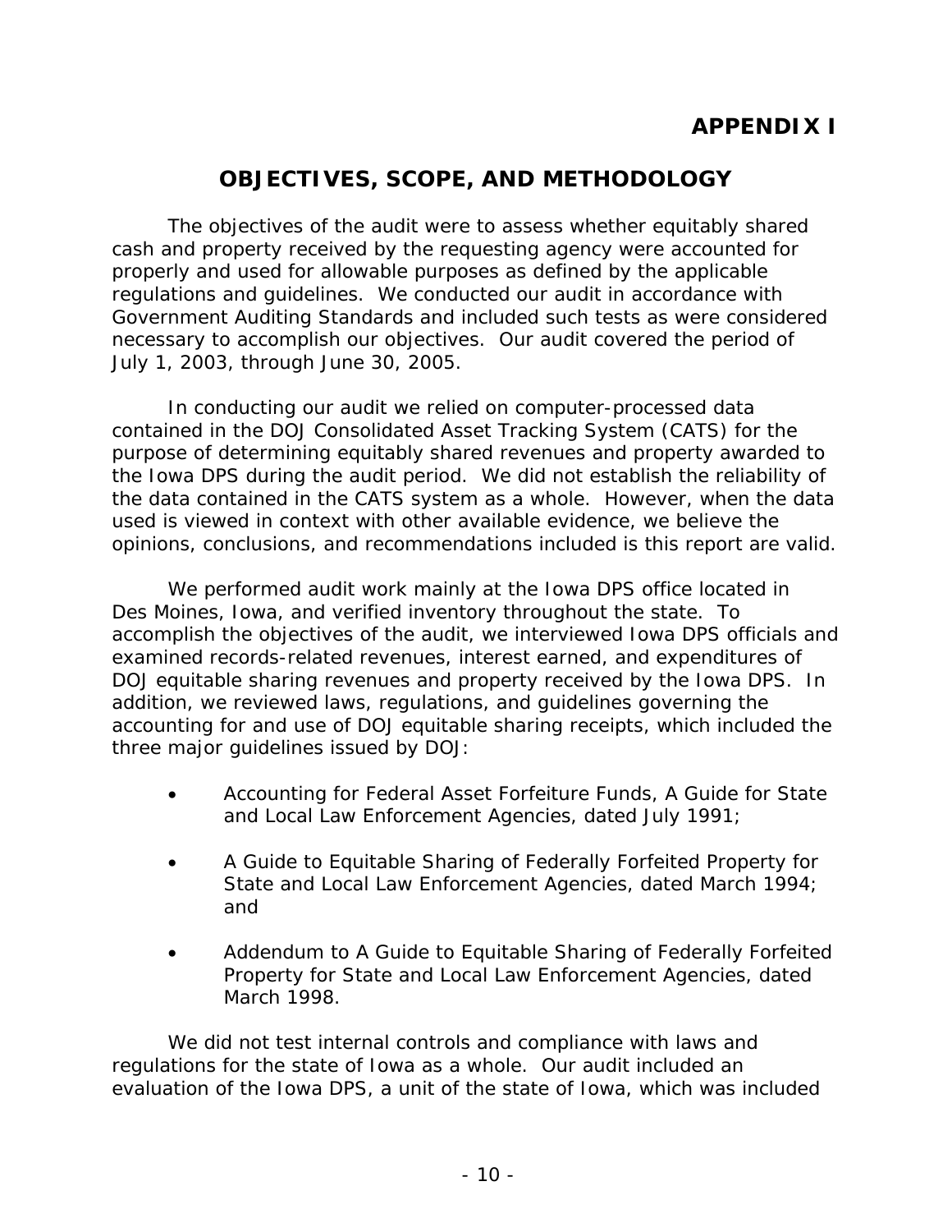# APPENDIX I

## OBJECTIVES, SCOPE, AND METHODOLOGY

The objectives of the audit were to assess whether equitably shared cash and property received by the requesting agency were accounted for properly and used for allowable purposes as defined by the applicable regulations and guidelines. We conducted our audit in accordance with Government Auditing Standards and included such tests as were considered necessary to accomplish our objectives. Our audit covered the period of July 1, 2003, through June 30, 2005.

In conducting our audit we relied on computer-processed data contained in the DOJ Consolidated Asset Tracking System (CATS) for the purpose of determining equitably shared revenues and property awarded to the Iowa DPS during the audit period. We did not establish the reliability of the data contained in the CATS system as a whole. However, when the data used is viewed in context with other available evidence, we believe the opinions, conclusions, and recommendations included is this report are valid.

We performed audit work mainly at the Iowa DPS office located in Des Moines, Iowa, and verified inventory throughout the state. To accomplish the objectives of the audit, we interviewed Iowa DPS officials and examined records-related revenues, interest earned, and expenditures of DOJ equitable sharing revenues and property received by the Iowa DPS. In addition, we reviewed laws, regulations, and guidelines governing the accounting for and use of DOJ equitable sharing receipts, which included the three major guidelines issued by DOJ:

- Accounting for Federal Asset Forfeiture Funds, A Guide for State and Local Law Enforcement Agencies, dated July 1991;
- A Guide to Equitable Sharing of Federally Forfeited Property for State and Local Law Enforcement Agencies, dated March 1994; and
- Addendum to A Guide to Equitable Sharing of Federally Forfeited Property for State and Local Law Enforcement Agencies, dated March 1998.

We did not test internal controls and compliance with laws and regulations for the state of Iowa as a whole. Our audit included an evaluation of the Iowa DPS, a unit of the state of Iowa, which was included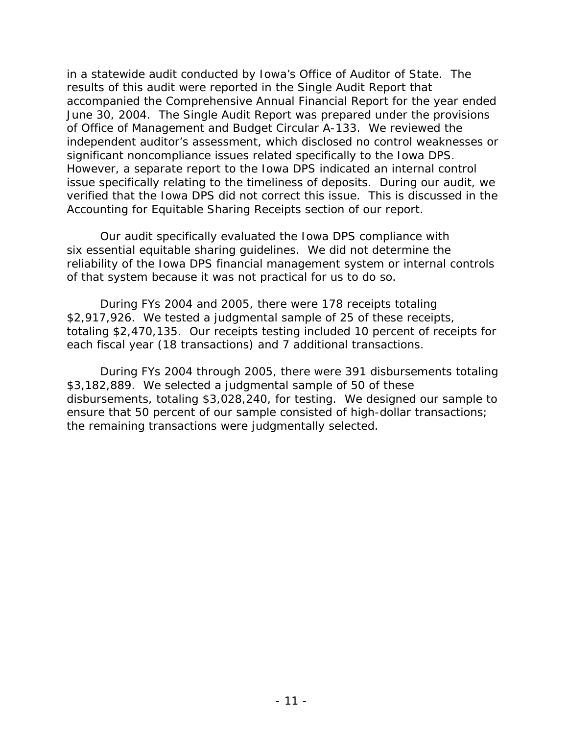in a statewide audit conducted by Iowa's Office of Auditor of State. The results of this audit were reported in the Single Audit Report that accompanied the Comprehensive Annual Financial Report for the year ended June 30, 2004. The Single Audit Report was prepared under the provisions of Office of Management and Budget Circular A-133. We reviewed the independent auditor's assessment, which disclosed no control weaknesses or significant noncompliance issues related specifically to the Iowa DPS. However, a separate report to the Iowa DPS indicated an internal control issue specifically relating to the timeliness of deposits. During our audit, we verified that the Iowa DPS did not correct this issue. This is discussed in the Accounting for Equitable Sharing Receipts section of our report.

Our audit specifically evaluated the Iowa DPS compliance with six essential equitable sharing guidelines. We did not determine the reliability of the Iowa DPS financial management system or internal controls of that system because it was not practical for us to do so.

During FYs 2004 and 2005, there were 178 receipts totaling $2,917,926. We tested a judgmental sample of 25 of these receipts, totaling $2,470,135. Our receipts testing included 10 percent of receipts for each fiscal year (18 transactions) and 7 additional transactions.

During FYs 2004 through 2005, there were 391 disbursements totaling $3,182,889. We selected a judgmental sample of 50 of these disbursements, totaling $3,028,240, for testing. We designed our sample to ensure that 50 percent of our sample consisted of high-dollar transactions; the remaining transactions were judgmentally selected.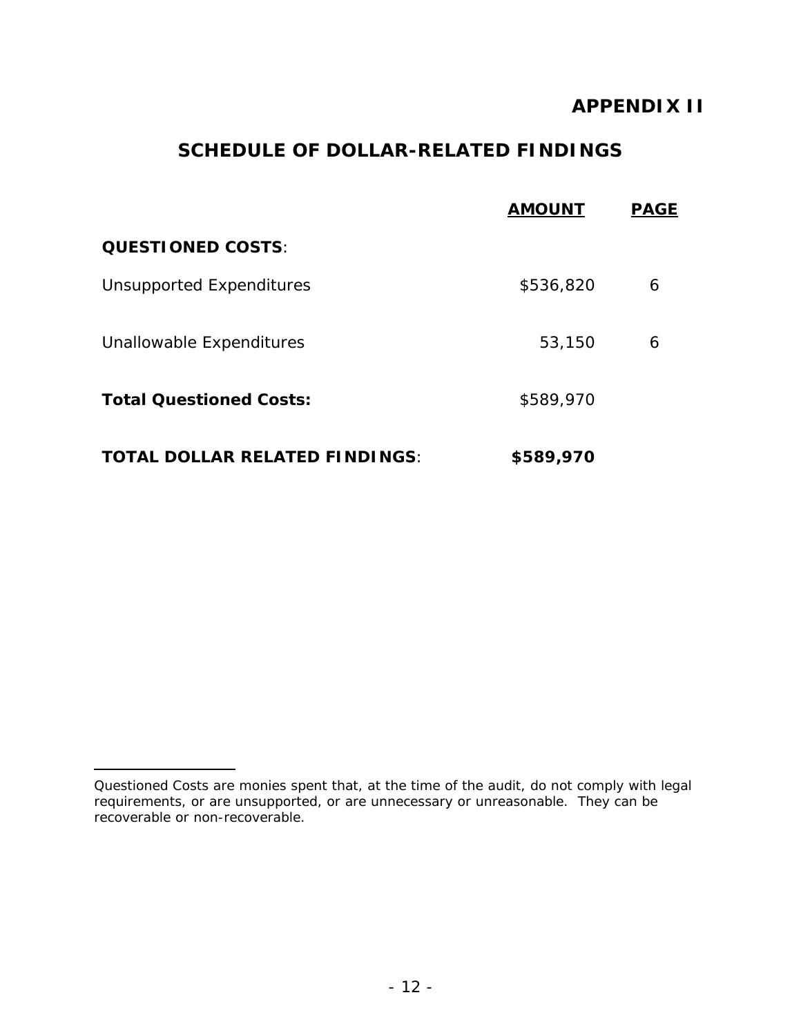# APPENDIX II

## SCHEDULE OF DOLLAR-RELATED FINDINGS

| | AMOUNT | PAGE |
|---|---|---|
| **QUESTIONED COSTS**: | | |
| Unsupported Expenditures | $536,820 | 6 |
| Unallowable Expenditures | 53,150 | 6 |
| **Total Questioned Costs:** | $589,970 | |
| **TOTAL DOLLAR RELATED FINDINGS**: | **$589,970** | |

---

Questioned Costs are monies spent that, at the time of the audit, do not comply with legal requirements, or are unsupported, or are unnecessary or unreasonable. They can be recoverable or non-recoverable.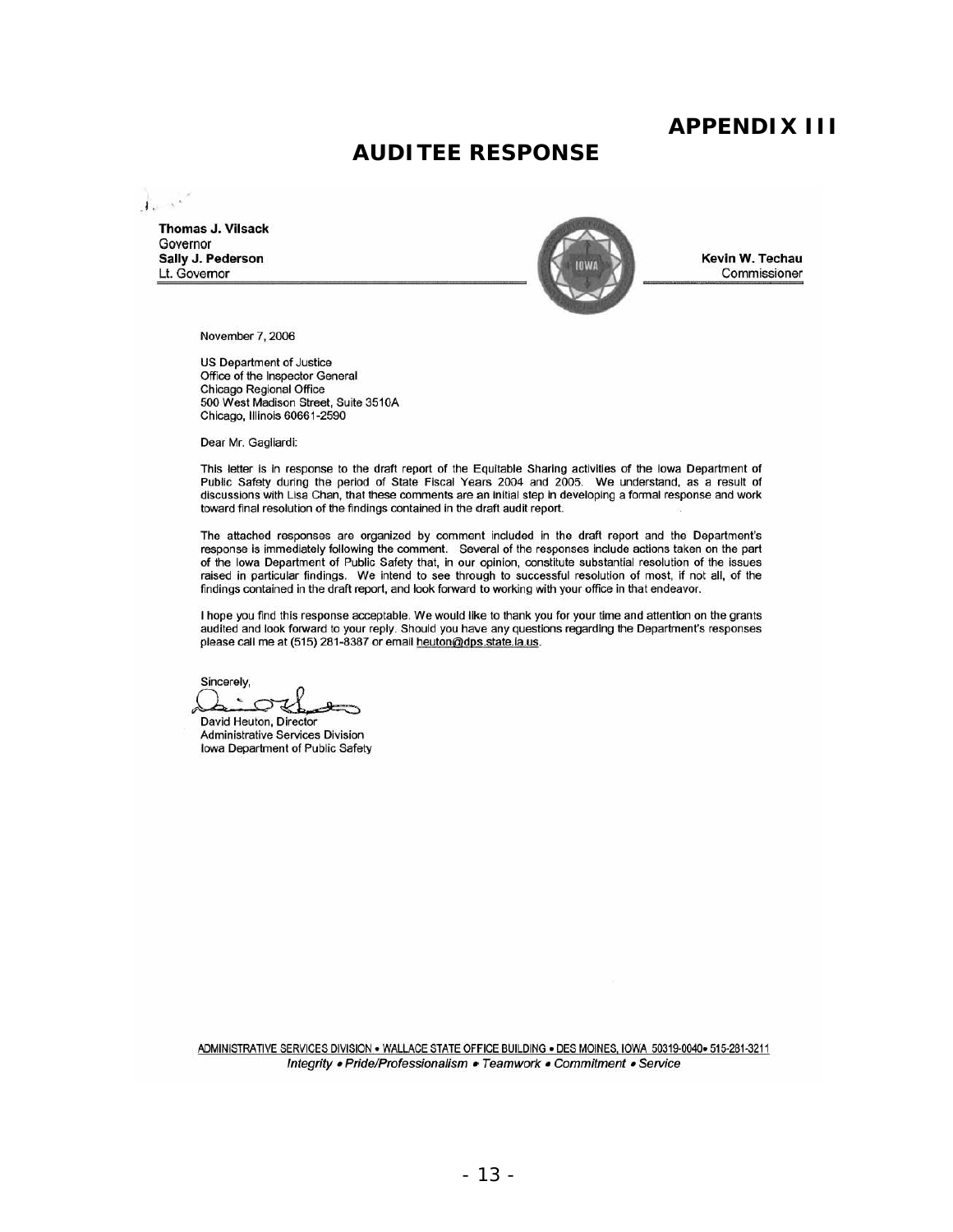# APPENDIX III

## AUDITEE RESPONSE

**Thomas J. Vilsack**
Governor
**Sally J. Pederson**
Lt. Governor

**Kevin W. Techau**
Commissioner

November 7, 2006

US Department of Justice
Office of the Inspector General
Chicago Regional Office
500 West Madison Street, Suite 3510A
Chicago, Illinois 60661-2590

Dear Mr. Gagliardi:

This letter is in response to the draft report of the Equitable Sharing activities of the Iowa Department of Public Safety during the period of State Fiscal Years 2004 and 2005. We understand, as a result of discussions with Lisa Chan, that these comments are an initial step in developing a formal response and work toward final resolution of the findings contained in the draft audit report.

The attached responses are organized by comment included in the draft report and the Department's response is immediately following the comment. Several of the responses include actions taken on the part of the Iowa Department of Public Safety that, in our opinion, constitute substantial resolution of the issues raised in particular findings. We intend to see through to successful resolution of most, if not all, of the findings contained in the draft report, and look forward to working with your office in that endeavor.

I hope you find this response acceptable. We would like to thank you for your time and attention on the grants audited and look forward to your reply. Should you have any questions regarding the Department's responses please call me at (515) 281-8387 or email heuton@dps.state.ia.us.

Sincerely,

David Heuton, Director
Administrative Services Division
Iowa Department of Public Safety

ADMINISTRATIVE SERVICES DIVISION • WALLACE STATE OFFICE BUILDING • DES MOINES, IOWA 50319-0040• 515-281-3211
*Integrity • Pride/Professionalism • Teamwork • Commitment • Service*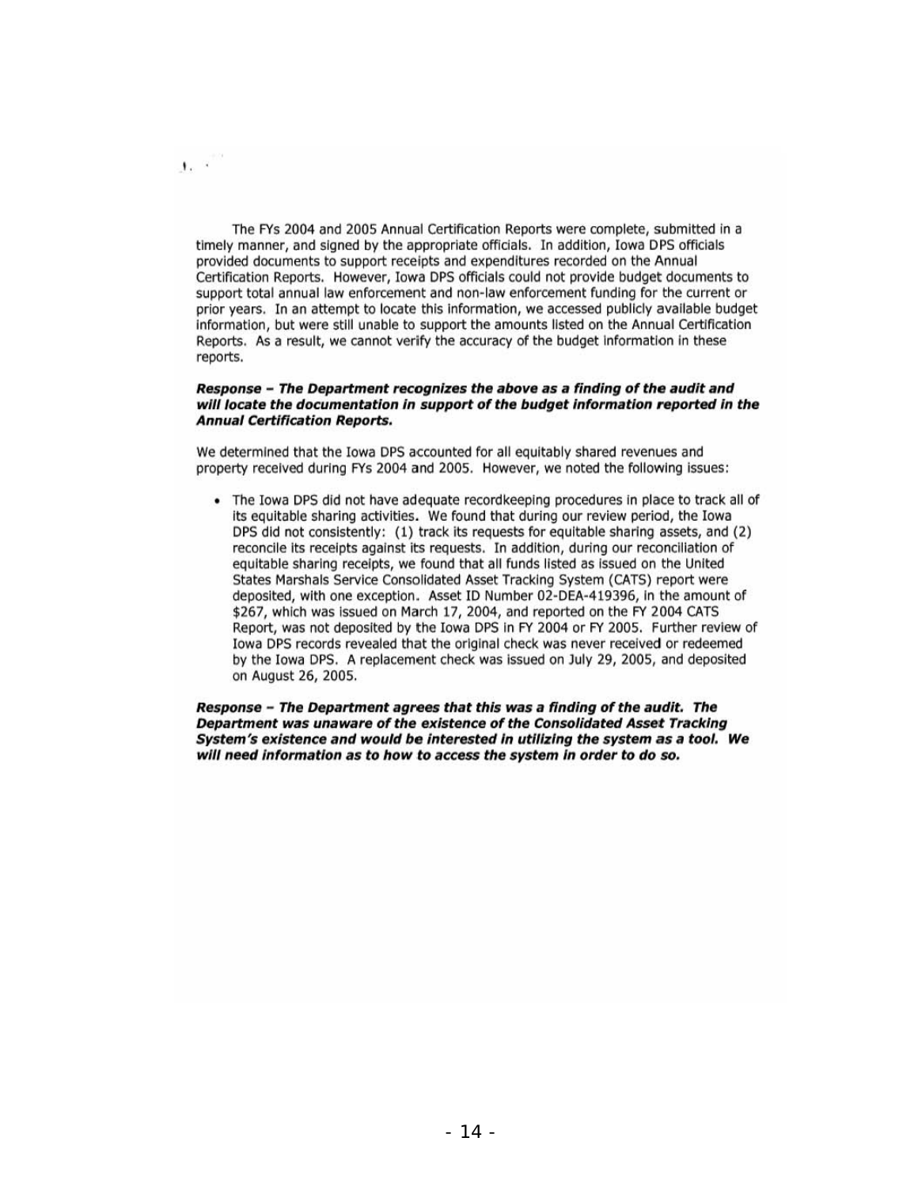The FYs 2004 and 2005 Annual Certification Reports were complete, submitted in a timely manner, and signed by the appropriate officials. In addition, Iowa DPS officials provided documents to support receipts and expenditures recorded on the Annual Certification Reports. However, Iowa DPS officials could not provide budget documents to support total annual law enforcement and non-law enforcement funding for the current or prior years. In an attempt to locate this information, we accessed publicly available budget information, but were still unable to support the amounts listed on the Annual Certification Reports. As a result, we cannot verify the accuracy of the budget information in these reports.

***Response – The Department recognizes the above as a finding of the audit and will locate the documentation in support of the budget information reported in the Annual Certification Reports.***

We determined that the Iowa DPS accounted for all equitably shared revenues and property received during FYs 2004 and 2005. However, we noted the following issues:

- The Iowa DPS did not have adequate recordkeeping procedures in place to track all of its equitable sharing activities. We found that during our review period, the Iowa DPS did not consistently: (1) track its requests for equitable sharing assets, and (2) reconcile its receipts against its requests. In addition, during our reconciliation of equitable sharing receipts, we found that all funds listed as issued on the United States Marshals Service Consolidated Asset Tracking System (CATS) report were deposited, with one exception. Asset ID Number 02-DEA-419396, in the amount of $267, which was issued on March 17, 2004, and reported on the FY 2004 CATS Report, was not deposited by the Iowa DPS in FY 2004 or FY 2005. Further review of Iowa DPS records revealed that the original check was never received or redeemed by the Iowa DPS. A replacement check was issued on July 29, 2005, and deposited on August 26, 2005.

***Response – The Department agrees that this was a finding of the audit. The Department was unaware of the existence of the Consolidated Asset Tracking System's existence and would be interested in utilizing the system as a tool. We will need information as to how to access the system in order to do so.***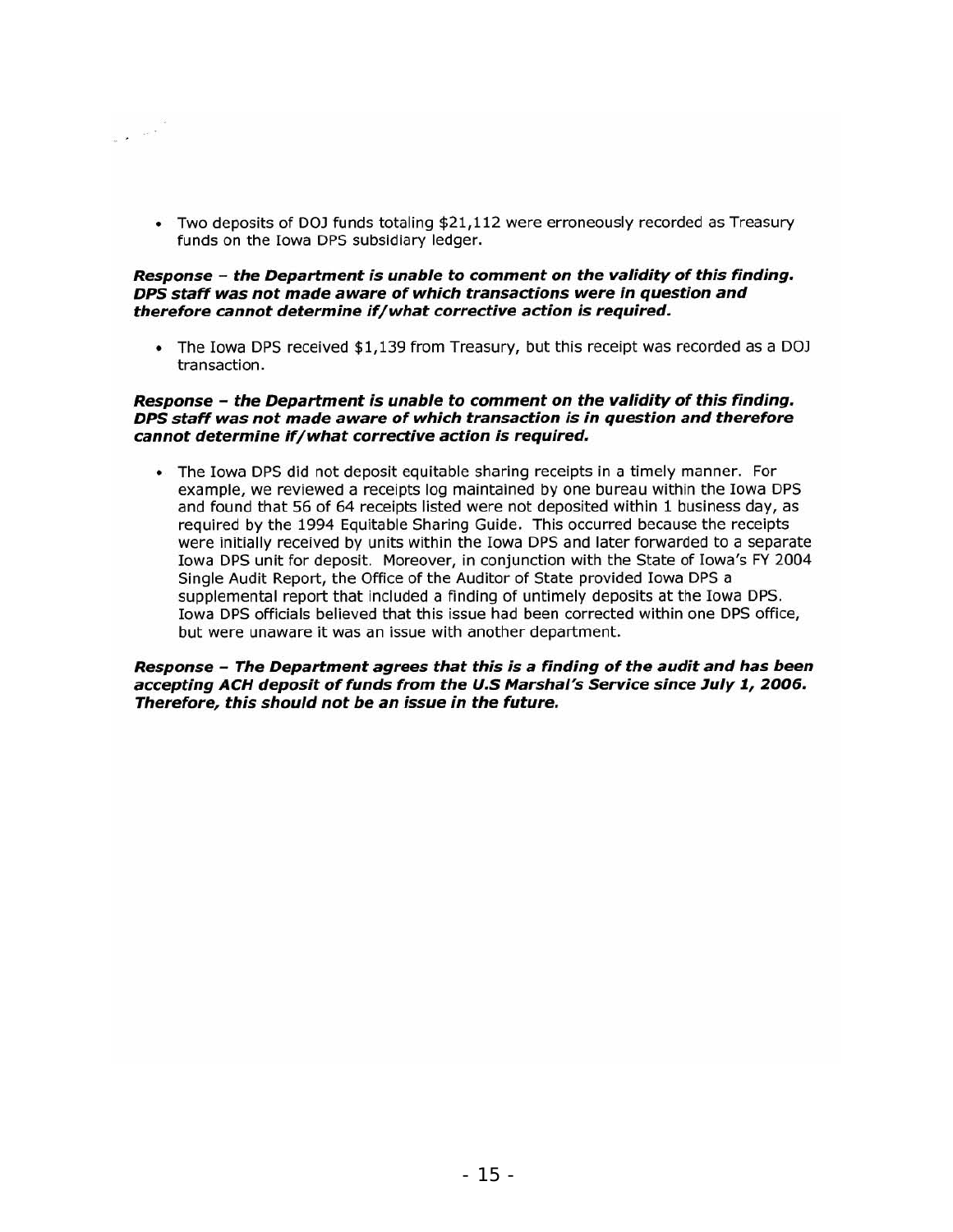- Two deposits of DOJ funds totaling $21,112 were erroneously recorded as Treasury funds on the Iowa DPS subsidiary ledger.

***Response – the Department is unable to comment on the validity of this finding. DPS staff was not made aware of which transactions were in question and therefore cannot determine if/what corrective action is required.***

- The Iowa DPS received $1,139 from Treasury, but this receipt was recorded as a DOJ transaction.

***Response – the Department is unable to comment on the validity of this finding. DPS staff was not made aware of which transaction is in question and therefore cannot determine if/what corrective action is required.***

- The Iowa DPS did not deposit equitable sharing receipts in a timely manner. For example, we reviewed a receipts log maintained by one bureau within the Iowa DPS and found that 56 of 64 receipts listed were not deposited within 1 business day, as required by the 1994 Equitable Sharing Guide. This occurred because the receipts were initially received by units within the Iowa DPS and later forwarded to a separate Iowa DPS unit for deposit. Moreover, in conjunction with the State of Iowa's FY 2004 Single Audit Report, the Office of the Auditor of State provided Iowa DPS a supplemental report that included a finding of untimely deposits at the Iowa DPS. Iowa DPS officials believed that this issue had been corrected within one DPS office, but were unaware it was an issue with another department.

***Response – The Department agrees that this is a finding of the audit and has been accepting ACH deposit of funds from the U.S Marshal's Service since July 1, 2006. Therefore, this should not be an issue in the future.***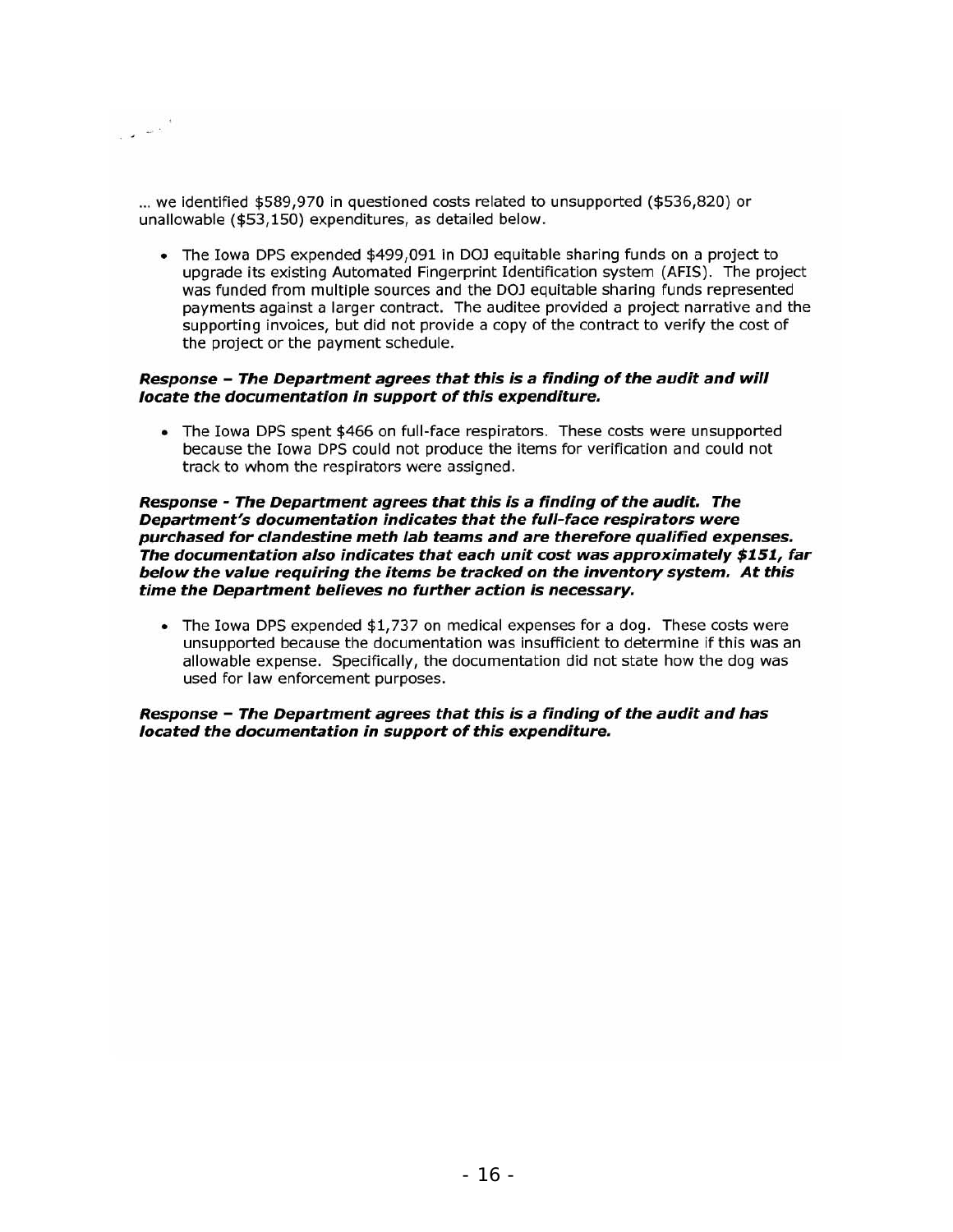... we identified \$589,970 in questioned costs related to unsupported (\$536,820) or unallowable (\$53,150) expenditures, as detailed below.

- The Iowa DPS expended \$499,091 in DOJ equitable sharing funds on a project to upgrade its existing Automated Fingerprint Identification system (AFIS). The project was funded from multiple sources and the DOJ equitable sharing funds represented payments against a larger contract. The auditee provided a project narrative and the supporting invoices, but did not provide a copy of the contract to verify the cost of the project or the payment schedule.

***Response – The Department agrees that this is a finding of the audit and will locate the documentation in support of this expenditure.***

- The Iowa DPS spent \$466 on full-face respirators. These costs were unsupported because the Iowa DPS could not produce the items for verification and could not track to whom the respirators were assigned.

***Response - The Department agrees that this is a finding of the audit. The Department's documentation indicates that the full-face respirators were purchased for clandestine meth lab teams and are therefore qualified expenses. The documentation also indicates that each unit cost was approximately \$151, far below the value requiring the items be tracked on the inventory system. At this time the Department believes no further action is necessary.***

- The Iowa DPS expended \$1,737 on medical expenses for a dog. These costs were unsupported because the documentation was insufficient to determine if this was an allowable expense. Specifically, the documentation did not state how the dog was used for law enforcement purposes.

***Response – The Department agrees that this is a finding of the audit and has located the documentation in support of this expenditure.***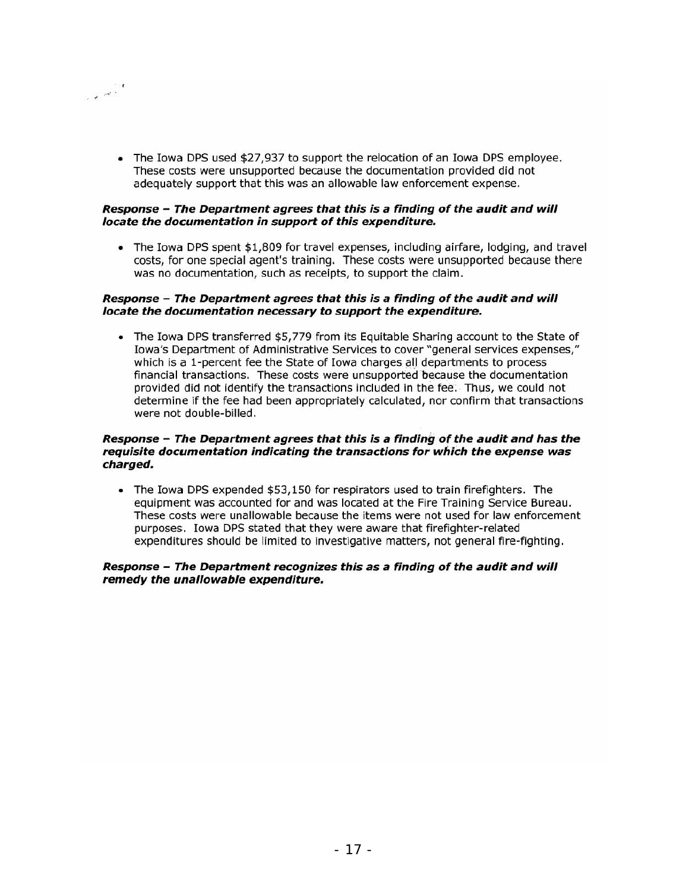- The Iowa DPS used $27,937 to support the relocation of an Iowa DPS employee. These costs were unsupported because the documentation provided did not adequately support that this was an allowable law enforcement expense.

***Response – The Department agrees that this is a finding of the audit and will locate the documentation in support of this expenditure.***

- The Iowa DPS spent $1,809 for travel expenses, including airfare, lodging, and travel costs, for one special agent's training. These costs were unsupported because there was no documentation, such as receipts, to support the claim.

***Response – The Department agrees that this is a finding of the audit and will locate the documentation necessary to support the expenditure.***

- The Iowa DPS transferred $5,779 from its Equitable Sharing account to the State of Iowa's Department of Administrative Services to cover "general services expenses," which is a 1-percent fee the State of Iowa charges all departments to process financial transactions. These costs were unsupported because the documentation provided did not identify the transactions included in the fee. Thus, we could not determine if the fee had been appropriately calculated, nor confirm that transactions were not double-billed.

***Response – The Department agrees that this is a finding of the audit and has the requisite documentation indicating the transactions for which the expense was charged.***

- The Iowa DPS expended $53,150 for respirators used to train firefighters. The equipment was accounted for and was located at the Fire Training Service Bureau. These costs were unallowable because the items were not used for law enforcement purposes. Iowa DPS stated that they were aware that firefighter-related expenditures should be limited to investigative matters, not general fire-fighting.

***Response – The Department recognizes this as a finding of the audit and will remedy the unallowable expenditure.***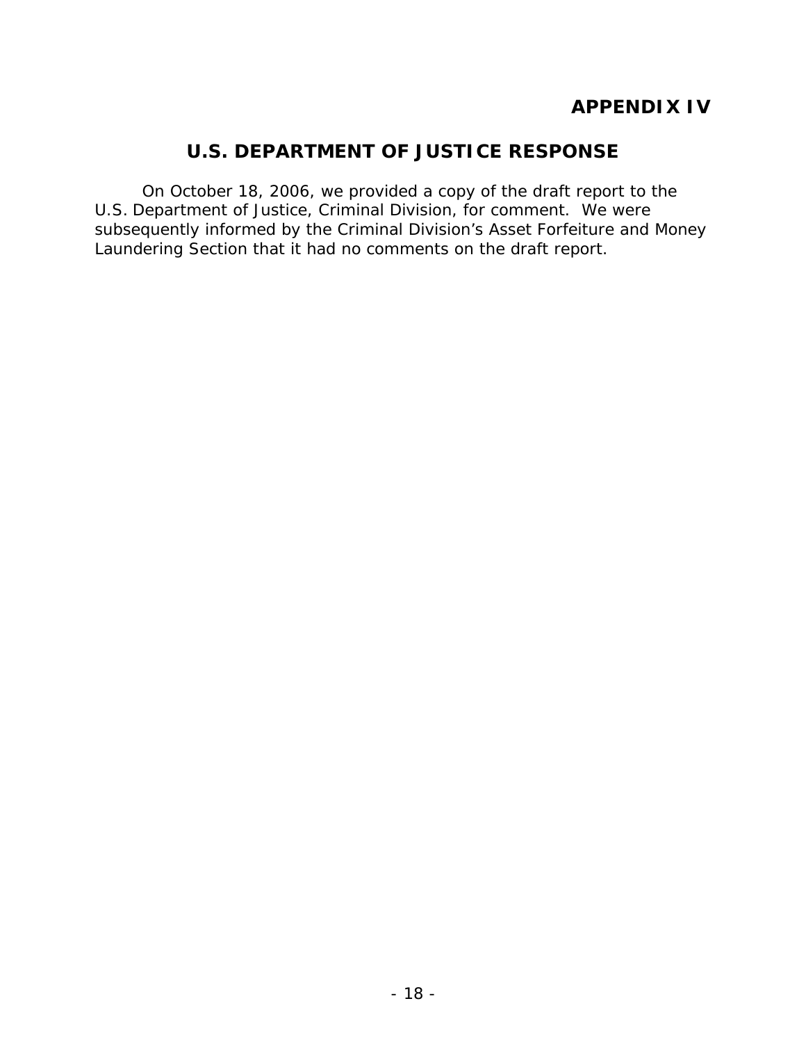## APPENDIX IV

# U.S. DEPARTMENT OF JUSTICE RESPONSE

On October 18, 2006, we provided a copy of the draft report to the U.S. Department of Justice, Criminal Division, for comment. We were subsequently informed by the Criminal Division's Asset Forfeiture and Money Laundering Section that it had no comments on the draft report.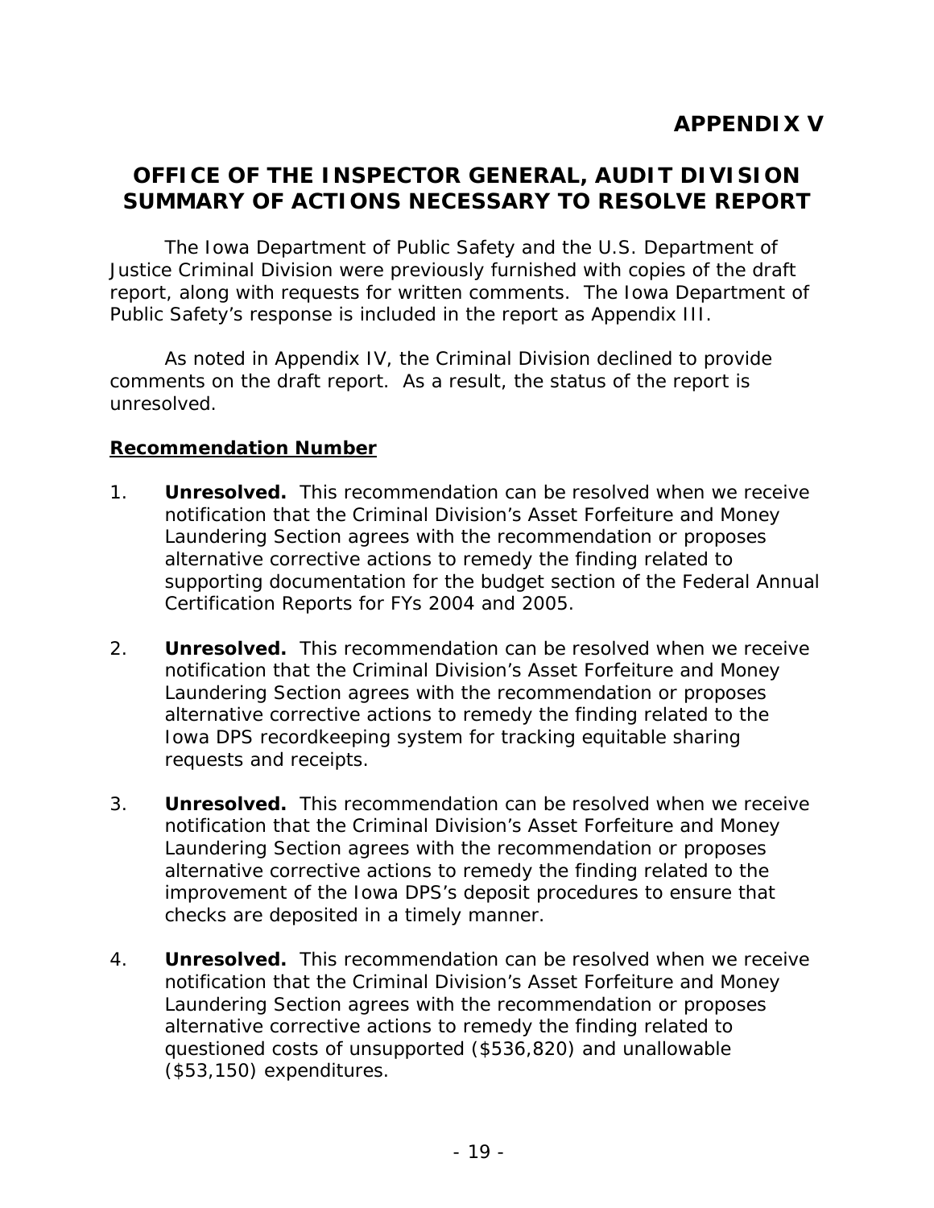## APPENDIX V

# OFFICE OF THE INSPECTOR GENERAL, AUDIT DIVISION SUMMARY OF ACTIONS NECESSARY TO RESOLVE REPORT

The Iowa Department of Public Safety and the U.S. Department of Justice Criminal Division were previously furnished with copies of the draft report, along with requests for written comments. The Iowa Department of Public Safety's response is included in the report as Appendix III.

As noted in Appendix IV, the Criminal Division declined to provide comments on the draft report. As a result, the status of the report is unresolved.

**Recommendation Number**

1. **Unresolved.** This recommendation can be resolved when we receive notification that the Criminal Division's Asset Forfeiture and Money Laundering Section agrees with the recommendation or proposes alternative corrective actions to remedy the finding related to supporting documentation for the budget section of the Federal Annual Certification Reports for FYs 2004 and 2005.

2. **Unresolved.** This recommendation can be resolved when we receive notification that the Criminal Division's Asset Forfeiture and Money Laundering Section agrees with the recommendation or proposes alternative corrective actions to remedy the finding related to the Iowa DPS recordkeeping system for tracking equitable sharing requests and receipts.

3. **Unresolved.** This recommendation can be resolved when we receive notification that the Criminal Division's Asset Forfeiture and Money Laundering Section agrees with the recommendation or proposes alternative corrective actions to remedy the finding related to the improvement of the Iowa DPS's deposit procedures to ensure that checks are deposited in a timely manner.

4. **Unresolved.** This recommendation can be resolved when we receive notification that the Criminal Division's Asset Forfeiture and Money Laundering Section agrees with the recommendation or proposes alternative corrective actions to remedy the finding related to questioned costs of unsupported ($536,820) and unallowable ($53,150) expenditures.